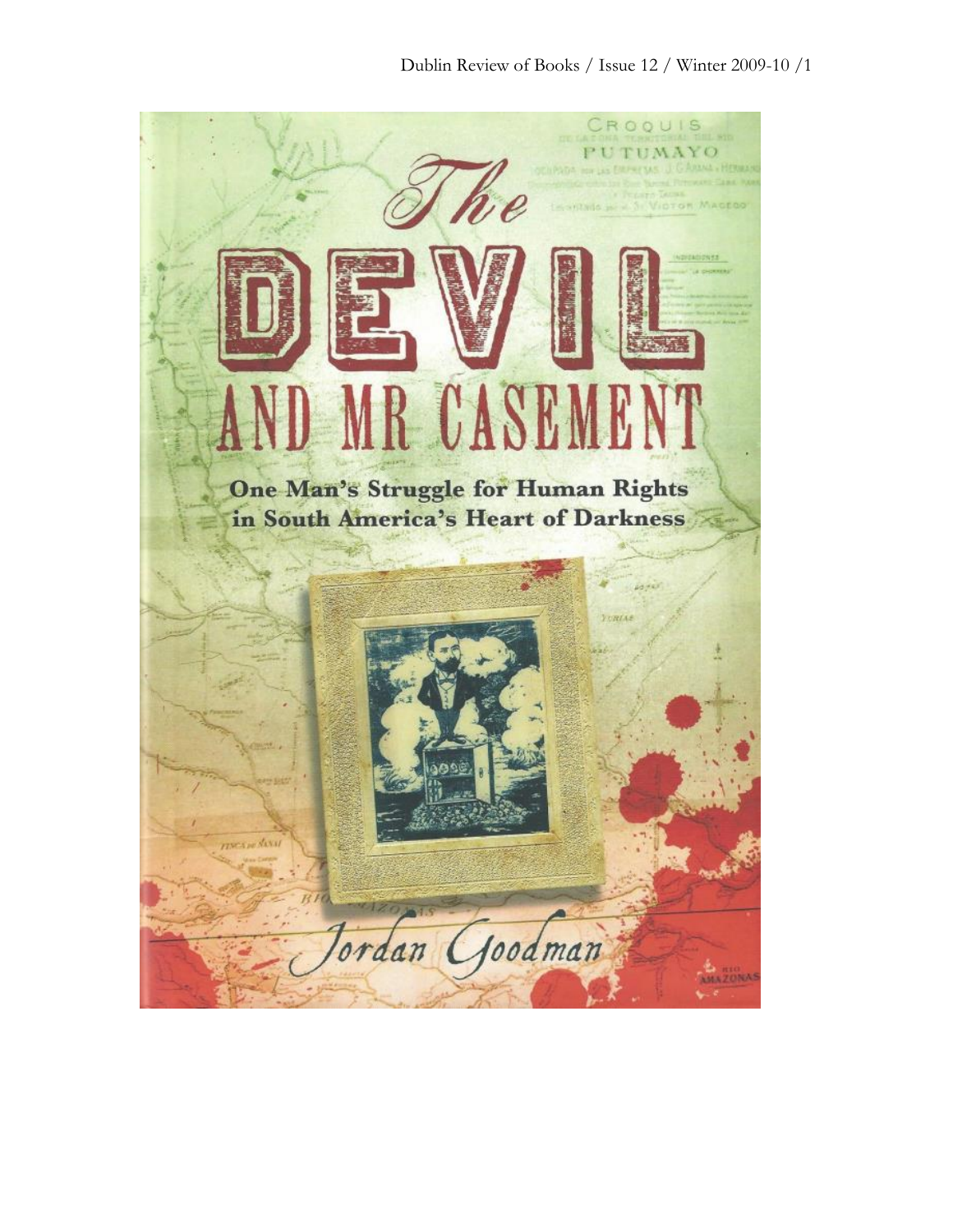# The DEVIL AND MR CASEMENT

**One Man's Struggle for Human Rights in South America's Heart of Darkness**

*Jordan Goodman*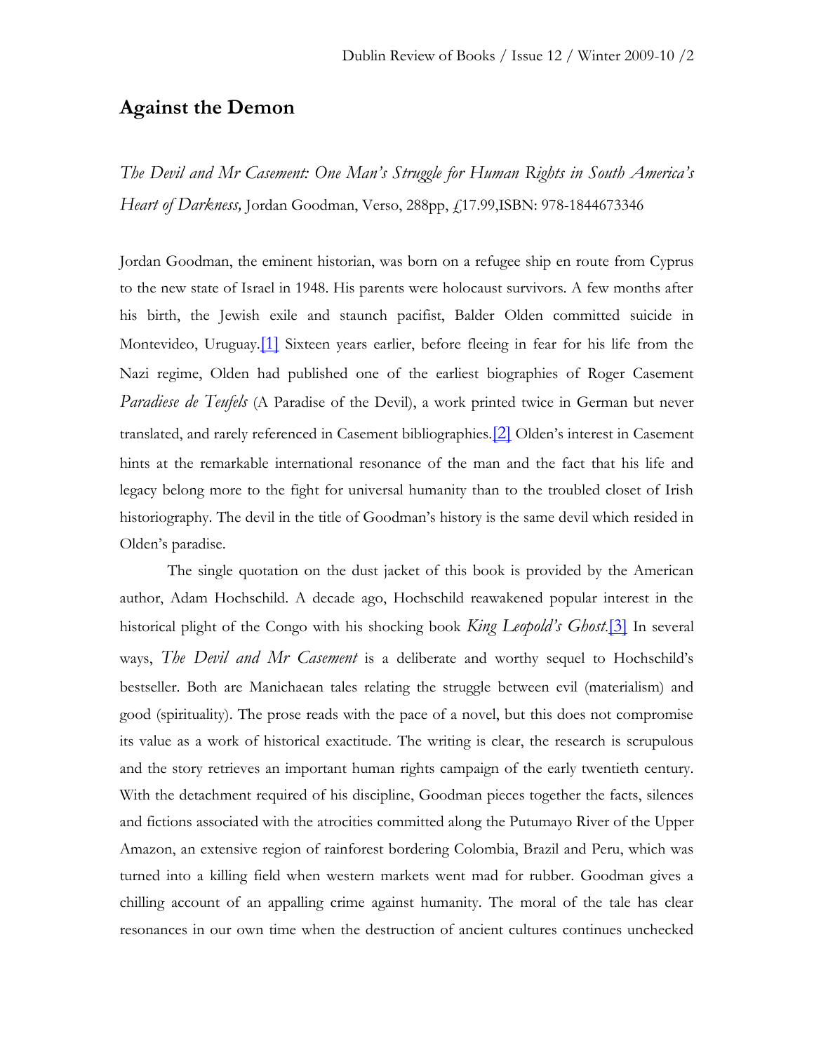## Against the Demon

*The Devil and Mr Casement: One Man's Struggle for Human Rights in South America's Heart of Darkness,* Jordan Goodman, Verso, 288pp, £17.99,ISBN: 978-1844673346

Jordan Goodman, the eminent historian, was born on a refugee ship en route from Cyprus to the new state of Israel in 1948. His parents were holocaust survivors. A few months after his birth, the Jewish exile and staunch pacifist, Balder Olden committed suicide in Montevideo, Uruguay.[1] Sixteen years earlier, before fleeing in fear for his life from the Nazi regime, Olden had published one of the earliest biographies of Roger Casement *Paradiese de Teufels* (A Paradise of the Devil), a work printed twice in German but never translated, and rarely referenced in Casement bibliographies.[2] Olden's interest in Casement hints at the remarkable international resonance of the man and the fact that his life and legacy belong more to the fight for universal humanity than to the troubled closet of Irish historiography. The devil in the title of Goodman's history is the same devil which resided in Olden's paradise.

The single quotation on the dust jacket of this book is provided by the American author, Adam Hochschild. A decade ago, Hochschild reawakened popular interest in the historical plight of the Congo with his shocking book *King Leopold's Ghost.*[3] In several ways, *The Devil and Mr Casement* is a deliberate and worthy sequel to Hochschild's bestseller. Both are Manichaean tales relating the struggle between evil (materialism) and good (spirituality). The prose reads with the pace of a novel, but this does not compromise its value as a work of historical exactitude. The writing is clear, the research is scrupulous and the story retrieves an important human rights campaign of the early twentieth century. With the detachment required of his discipline, Goodman pieces together the facts, silences and fictions associated with the atrocities committed along the Putumayo River of the Upper Amazon, an extensive region of rainforest bordering Colombia, Brazil and Peru, which was turned into a killing field when western markets went mad for rubber. Goodman gives a chilling account of an appalling crime against humanity. The moral of the tale has clear resonances in our own time when the destruction of ancient cultures continues unchecked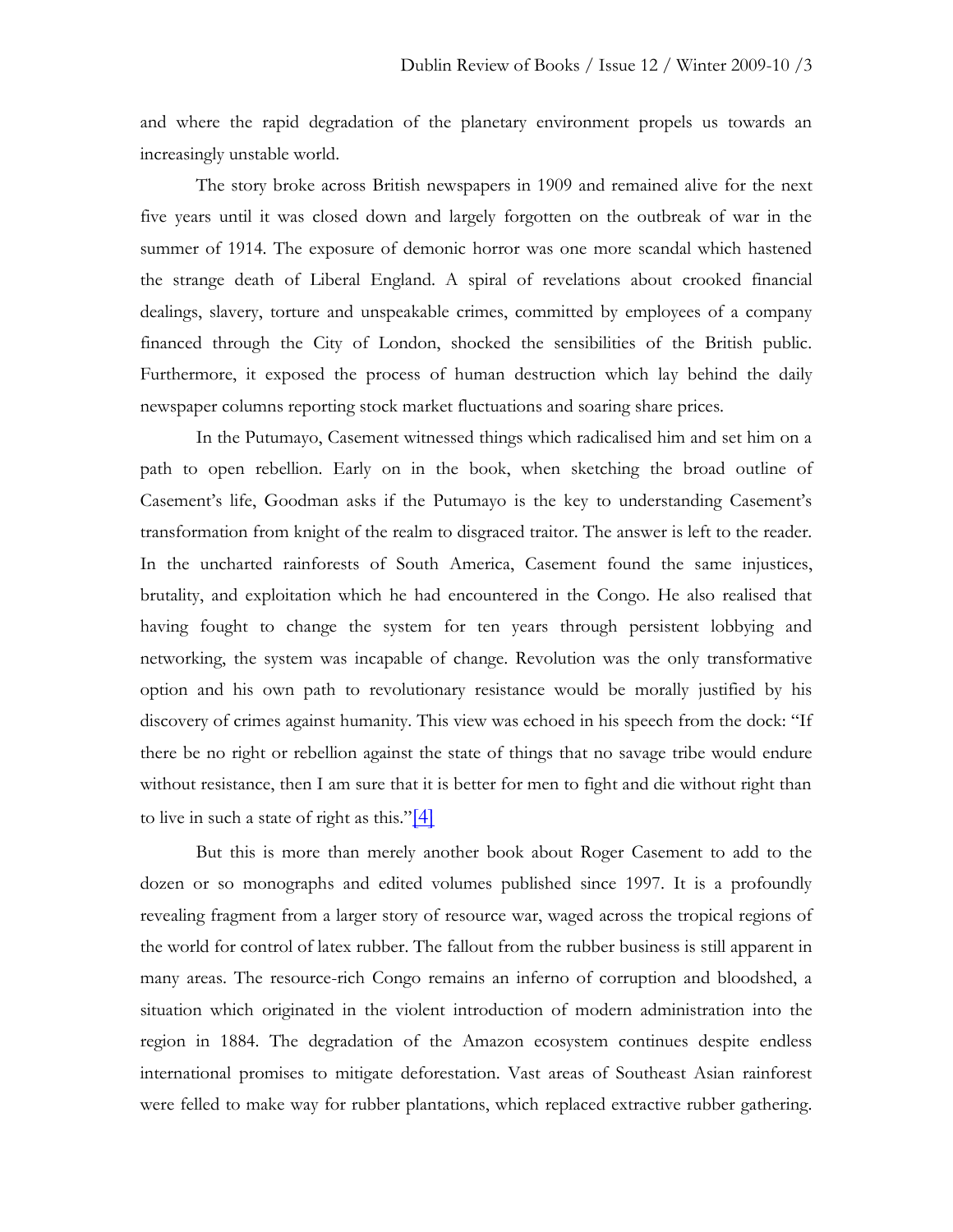and where the rapid degradation of the planetary environment propels us towards an increasingly unstable world.

The story broke across British newspapers in 1909 and remained alive for the next five years until it was closed down and largely forgotten on the outbreak of war in the summer of 1914. The exposure of demonic horror was one more scandal which hastened the strange death of Liberal England. A spiral of revelations about crooked financial dealings, slavery, torture and unspeakable crimes, committed by employees of a company financed through the City of London, shocked the sensibilities of the British public. Furthermore, it exposed the process of human destruction which lay behind the daily newspaper columns reporting stock market fluctuations and soaring share prices.

In the Putumayo, Casement witnessed things which radicalised him and set him on a path to open rebellion. Early on in the book, when sketching the broad outline of Casement's life, Goodman asks if the Putumayo is the key to understanding Casement's transformation from knight of the realm to disgraced traitor. The answer is left to the reader. In the uncharted rainforests of South America, Casement found the same injustices, brutality, and exploitation which he had encountered in the Congo. He also realised that having fought to change the system for ten years through persistent lobbying and networking, the system was incapable of change. Revolution was the only transformative option and his own path to revolutionary resistance would be morally justified by his discovery of crimes against humanity. This view was echoed in his speech from the dock: "If there be no right or rebellion against the state of things that no savage tribe would endure without resistance, then I am sure that it is better for men to fight and die without right than to live in such a state of right as this."[4]

But this is more than merely another book about Roger Casement to add to the dozen or so monographs and edited volumes published since 1997. It is a profoundly revealing fragment from a larger story of resource war, waged across the tropical regions of the world for control of latex rubber. The fallout from the rubber business is still apparent in many areas. The resource-rich Congo remains an inferno of corruption and bloodshed, a situation which originated in the violent introduction of modern administration into the region in 1884. The degradation of the Amazon ecosystem continues despite endless international promises to mitigate deforestation. Vast areas of Southeast Asian rainforest were felled to make way for rubber plantations, which replaced extractive rubber gathering.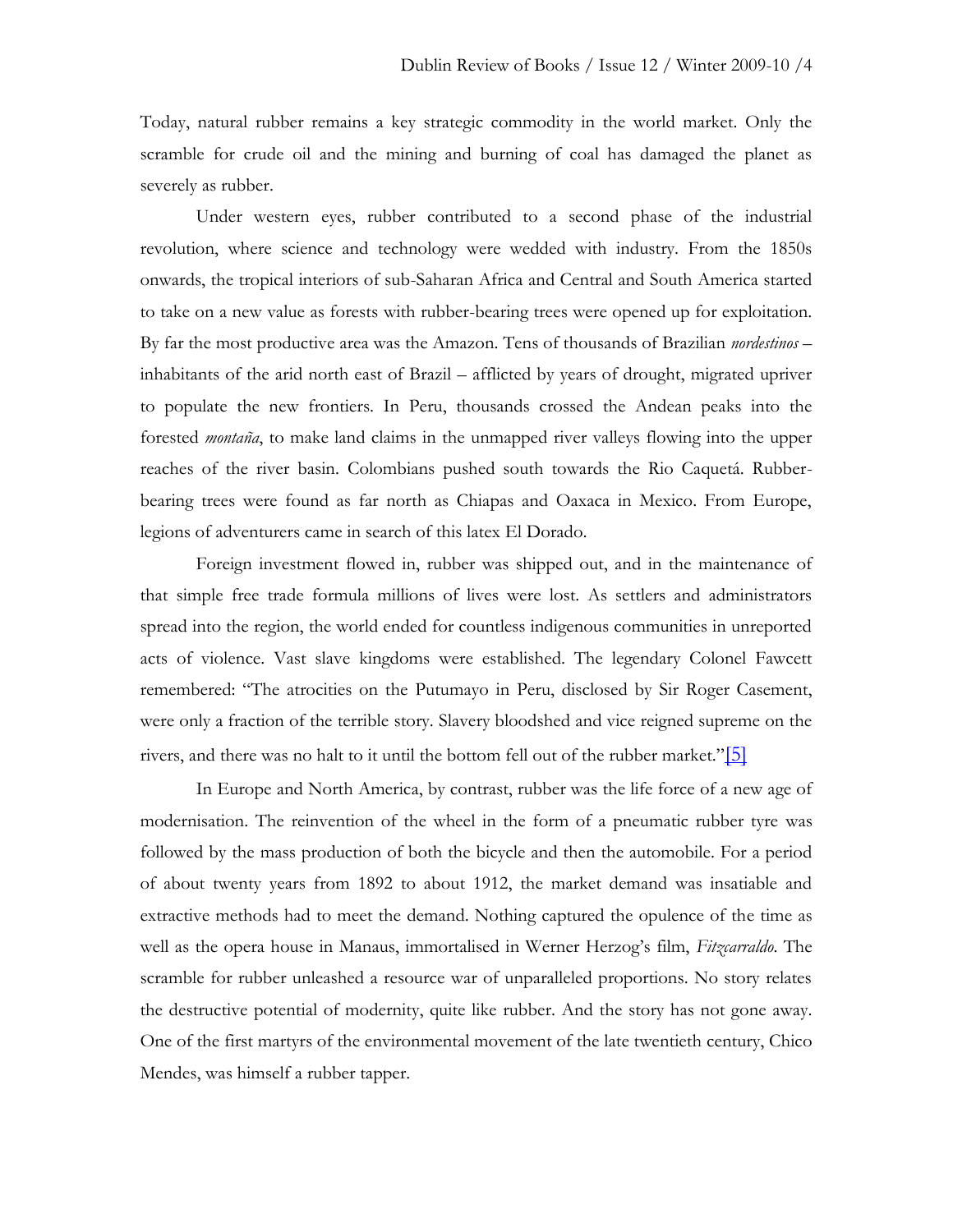Today, natural rubber remains a key strategic commodity in the world market. Only the scramble for crude oil and the mining and burning of coal has damaged the planet as severely as rubber.

Under western eyes, rubber contributed to a second phase of the industrial revolution, where science and technology were wedded with industry. From the 1850s onwards, the tropical interiors of sub-Saharan Africa and Central and South America started to take on a new value as forests with rubber-bearing trees were opened up for exploitation. By far the most productive area was the Amazon. Tens of thousands of Brazilian *nordestinos* – inhabitants of the arid north east of Brazil – afflicted by years of drought, migrated upriver to populate the new frontiers. In Peru, thousands crossed the Andean peaks into the forested *montaña*, to make land claims in the unmapped river valleys flowing into the upper reaches of the river basin. Colombians pushed south towards the Rio Caquetá. Rubber-bearing trees were found as far north as Chiapas and Oaxaca in Mexico. From Europe, legions of adventurers came in search of this latex El Dorado.

Foreign investment flowed in, rubber was shipped out, and in the maintenance of that simple free trade formula millions of lives were lost. As settlers and administrators spread into the region, the world ended for countless indigenous communities in unreported acts of violence. Vast slave kingdoms were established. The legendary Colonel Fawcett remembered: "The atrocities on the Putumayo in Peru, disclosed by Sir Roger Casement, were only a fraction of the terrible story. Slavery bloodshed and vice reigned supreme on the rivers, and there was no halt to it until the bottom fell out of the rubber market."[5]

In Europe and North America, by contrast, rubber was the life force of a new age of modernisation. The reinvention of the wheel in the form of a pneumatic rubber tyre was followed by the mass production of both the bicycle and then the automobile. For a period of about twenty years from 1892 to about 1912, the market demand was insatiable and extractive methods had to meet the demand. Nothing captured the opulence of the time as well as the opera house in Manaus, immortalised in Werner Herzog's film, *Fitzcarraldo*. The scramble for rubber unleashed a resource war of unparalleled proportions. No story relates the destructive potential of modernity, quite like rubber. And the story has not gone away. One of the first martyrs of the environmental movement of the late twentieth century, Chico Mendes, was himself a rubber tapper.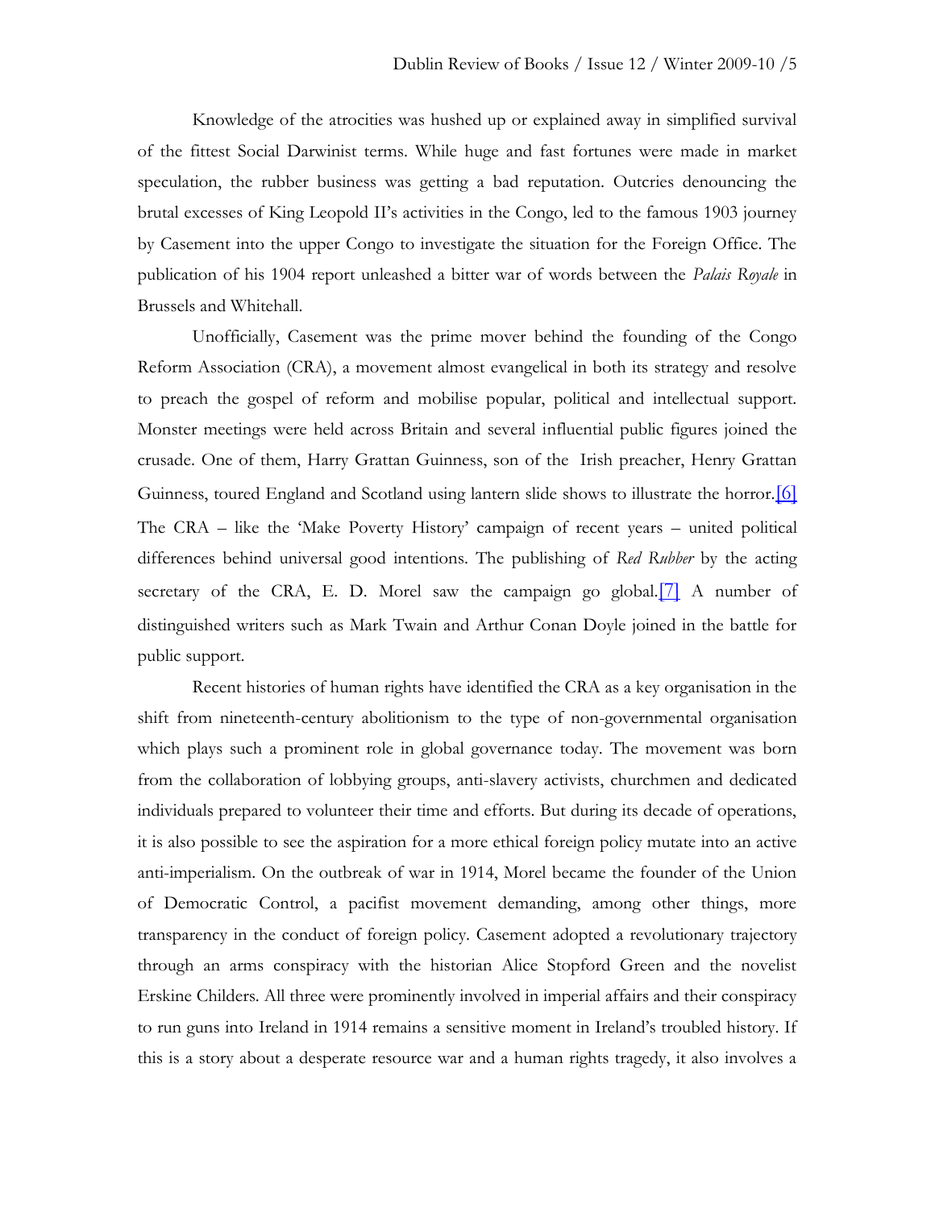Knowledge of the atrocities was hushed up or explained away in simplified survival of the fittest Social Darwinist terms. While huge and fast fortunes were made in market speculation, the rubber business was getting a bad reputation. Outcries denouncing the brutal excesses of King Leopold II's activities in the Congo, led to the famous 1903 journey by Casement into the upper Congo to investigate the situation for the Foreign Office. The publication of his 1904 report unleashed a bitter war of words between the *Palais Royale* in Brussels and Whitehall.

Unofficially, Casement was the prime mover behind the founding of the Congo Reform Association (CRA), a movement almost evangelical in both its strategy and resolve to preach the gospel of reform and mobilise popular, political and intellectual support. Monster meetings were held across Britain and several influential public figures joined the crusade. One of them, Harry Grattan Guinness, son of the Irish preacher, Henry Grattan Guinness, toured England and Scotland using lantern slide shows to illustrate the horror.[6] The CRA – like the 'Make Poverty History' campaign of recent years – united political differences behind universal good intentions. The publishing of *Red Rubber* by the acting secretary of the CRA, E. D. Morel saw the campaign go global.[7] A number of distinguished writers such as Mark Twain and Arthur Conan Doyle joined in the battle for public support.

Recent histories of human rights have identified the CRA as a key organisation in the shift from nineteenth-century abolitionism to the type of non-governmental organisation which plays such a prominent role in global governance today. The movement was born from the collaboration of lobbying groups, anti-slavery activists, churchmen and dedicated individuals prepared to volunteer their time and efforts. But during its decade of operations, it is also possible to see the aspiration for a more ethical foreign policy mutate into an active anti-imperialism. On the outbreak of war in 1914, Morel became the founder of the Union of Democratic Control, a pacifist movement demanding, among other things, more transparency in the conduct of foreign policy. Casement adopted a revolutionary trajectory through an arms conspiracy with the historian Alice Stopford Green and the novelist Erskine Childers. All three were prominently involved in imperial affairs and their conspiracy to run guns into Ireland in 1914 remains a sensitive moment in Ireland's troubled history. If this is a story about a desperate resource war and a human rights tragedy, it also involves a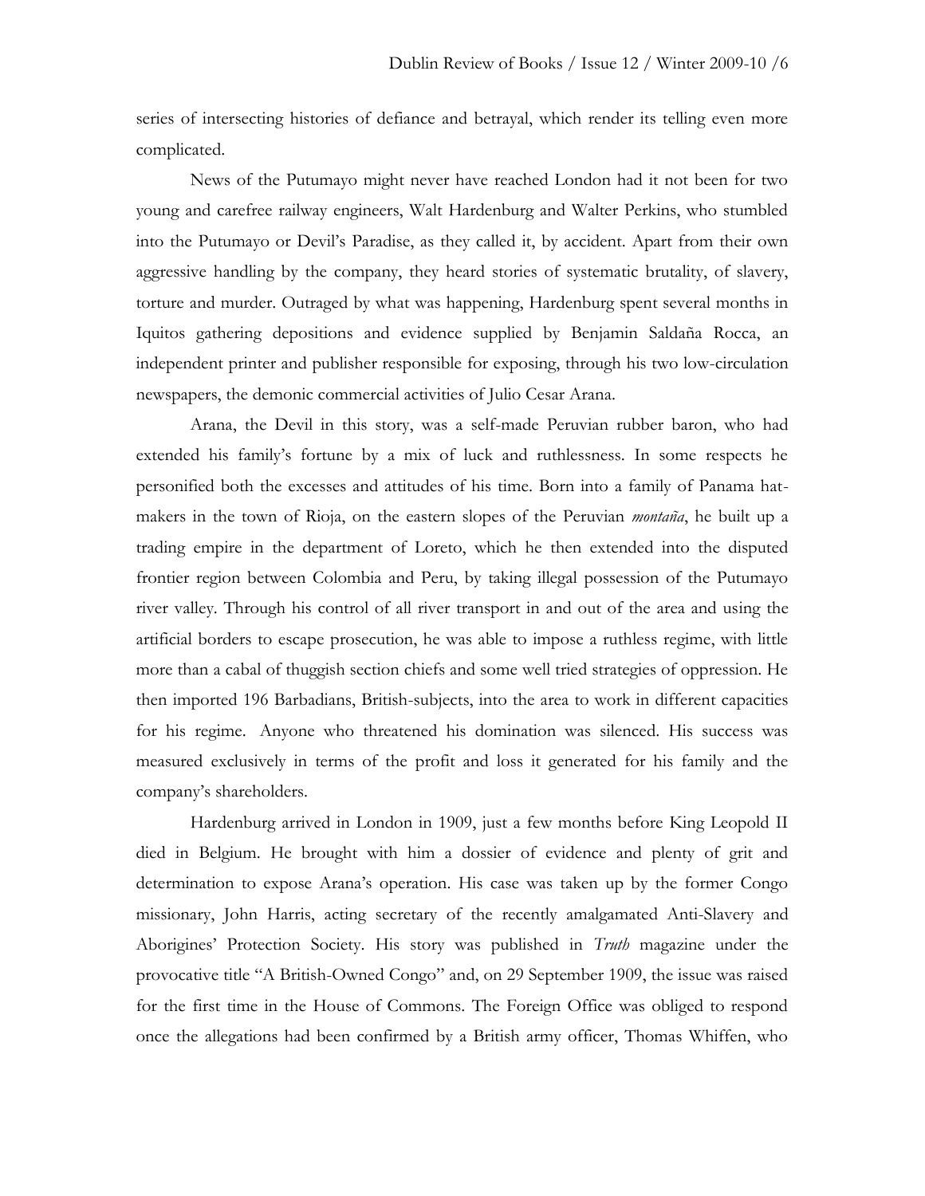series of intersecting histories of defiance and betrayal, which render its telling even more complicated.

News of the Putumayo might never have reached London had it not been for two young and carefree railway engineers, Walt Hardenburg and Walter Perkins, who stumbled into the Putumayo or Devil's Paradise, as they called it, by accident. Apart from their own aggressive handling by the company, they heard stories of systematic brutality, of slavery, torture and murder. Outraged by what was happening, Hardenburg spent several months in Iquitos gathering depositions and evidence supplied by Benjamin Saldaña Rocca, an independent printer and publisher responsible for exposing, through his two low-circulation newspapers, the demonic commercial activities of Julio Cesar Arana.

Arana, the Devil in this story, was a self-made Peruvian rubber baron, who had extended his family's fortune by a mix of luck and ruthlessness. In some respects he personified both the excesses and attitudes of his time. Born into a family of Panama hat-makers in the town of Rioja, on the eastern slopes of the Peruvian *montaña*, he built up a trading empire in the department of Loreto, which he then extended into the disputed frontier region between Colombia and Peru, by taking illegal possession of the Putumayo river valley. Through his control of all river transport in and out of the area and using the artificial borders to escape prosecution, he was able to impose a ruthless regime, with little more than a cabal of thuggish section chiefs and some well tried strategies of oppression. He then imported 196 Barbadians, British-subjects, into the area to work in different capacities for his regime. Anyone who threatened his domination was silenced. His success was measured exclusively in terms of the profit and loss it generated for his family and the company's shareholders.

Hardenburg arrived in London in 1909, just a few months before King Leopold II died in Belgium. He brought with him a dossier of evidence and plenty of grit and determination to expose Arana's operation. His case was taken up by the former Congo missionary, John Harris, acting secretary of the recently amalgamated Anti-Slavery and Aborigines' Protection Society. His story was published in *Truth* magazine under the provocative title "A British-Owned Congo" and, on 29 September 1909, the issue was raised for the first time in the House of Commons. The Foreign Office was obliged to respond once the allegations had been confirmed by a British army officer, Thomas Whiffen, who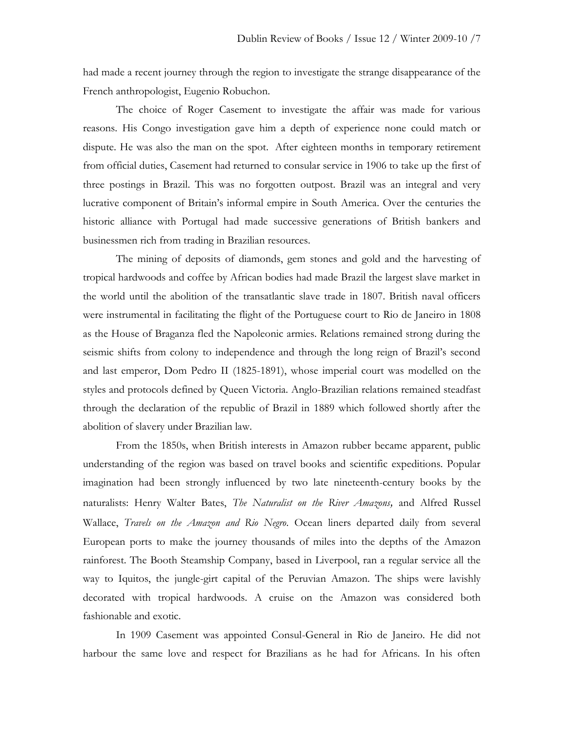had made a recent journey through the region to investigate the strange disappearance of the French anthropologist, Eugenio Robuchon.

The choice of Roger Casement to investigate the affair was made for various reasons. His Congo investigation gave him a depth of experience none could match or dispute. He was also the man on the spot. After eighteen months in temporary retirement from official duties, Casement had returned to consular service in 1906 to take up the first of three postings in Brazil. This was no forgotten outpost. Brazil was an integral and very lucrative component of Britain's informal empire in South America. Over the centuries the historic alliance with Portugal had made successive generations of British bankers and businessmen rich from trading in Brazilian resources.

The mining of deposits of diamonds, gem stones and gold and the harvesting of tropical hardwoods and coffee by African bodies had made Brazil the largest slave market in the world until the abolition of the transatlantic slave trade in 1807. British naval officers were instrumental in facilitating the flight of the Portuguese court to Rio de Janeiro in 1808 as the House of Braganza fled the Napoleonic armies. Relations remained strong during the seismic shifts from colony to independence and through the long reign of Brazil's second and last emperor, Dom Pedro II (1825-1891), whose imperial court was modelled on the styles and protocols defined by Queen Victoria. Anglo-Brazilian relations remained steadfast through the declaration of the republic of Brazil in 1889 which followed shortly after the abolition of slavery under Brazilian law.

From the 1850s, when British interests in Amazon rubber became apparent, public understanding of the region was based on travel books and scientific expeditions. Popular imagination had been strongly influenced by two late nineteenth-century books by the naturalists: Henry Walter Bates, *The Naturalist on the River Amazons,* and Alfred Russel Wallace, *Travels on the Amazon and Rio Negro*. Ocean liners departed daily from several European ports to make the journey thousands of miles into the depths of the Amazon rainforest. The Booth Steamship Company, based in Liverpool, ran a regular service all the way to Iquitos, the jungle-girt capital of the Peruvian Amazon. The ships were lavishly decorated with tropical hardwoods. A cruise on the Amazon was considered both fashionable and exotic.

In 1909 Casement was appointed Consul-General in Rio de Janeiro. He did not harbour the same love and respect for Brazilians as he had for Africans. In his often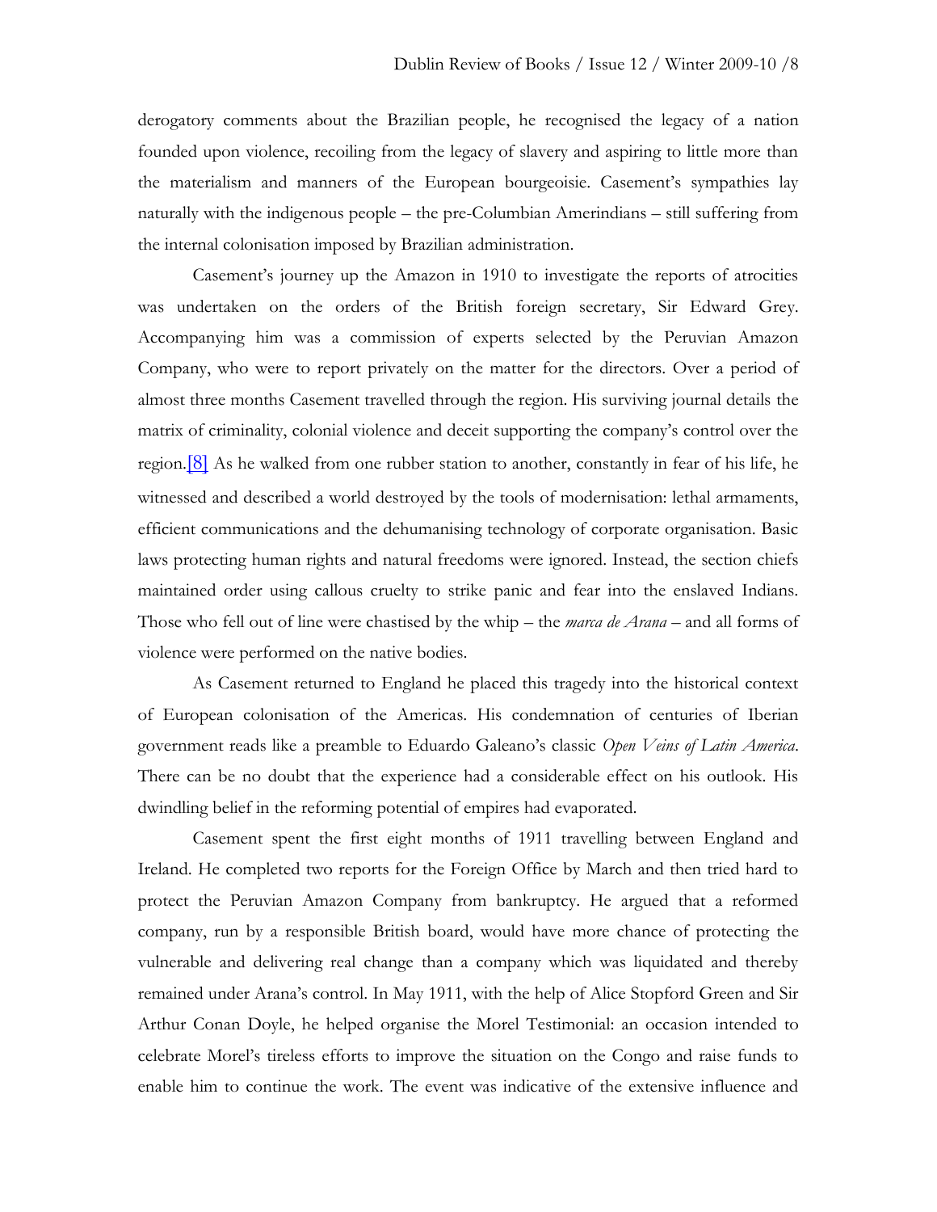derogatory comments about the Brazilian people, he recognised the legacy of a nation founded upon violence, recoiling from the legacy of slavery and aspiring to little more than the materialism and manners of the European bourgeoisie. Casement's sympathies lay naturally with the indigenous people – the pre-Columbian Amerindians – still suffering from the internal colonisation imposed by Brazilian administration.

Casement's journey up the Amazon in 1910 to investigate the reports of atrocities was undertaken on the orders of the British foreign secretary, Sir Edward Grey. Accompanying him was a commission of experts selected by the Peruvian Amazon Company, who were to report privately on the matter for the directors. Over a period of almost three months Casement travelled through the region. His surviving journal details the matrix of criminality, colonial violence and deceit supporting the company's control over the region.[8] As he walked from one rubber station to another, constantly in fear of his life, he witnessed and described a world destroyed by the tools of modernisation: lethal armaments, efficient communications and the dehumanising technology of corporate organisation. Basic laws protecting human rights and natural freedoms were ignored. Instead, the section chiefs maintained order using callous cruelty to strike panic and fear into the enslaved Indians. Those who fell out of line were chastised by the whip – the *marca de Arana* – and all forms of violence were performed on the native bodies.

As Casement returned to England he placed this tragedy into the historical context of European colonisation of the Americas. His condemnation of centuries of Iberian government reads like a preamble to Eduardo Galeano's classic *Open Veins of Latin America*. There can be no doubt that the experience had a considerable effect on his outlook. His dwindling belief in the reforming potential of empires had evaporated.

Casement spent the first eight months of 1911 travelling between England and Ireland. He completed two reports for the Foreign Office by March and then tried hard to protect the Peruvian Amazon Company from bankruptcy. He argued that a reformed company, run by a responsible British board, would have more chance of protecting the vulnerable and delivering real change than a company which was liquidated and thereby remained under Arana's control. In May 1911, with the help of Alice Stopford Green and Sir Arthur Conan Doyle, he helped organise the Morel Testimonial: an occasion intended to celebrate Morel's tireless efforts to improve the situation on the Congo and raise funds to enable him to continue the work. The event was indicative of the extensive influence and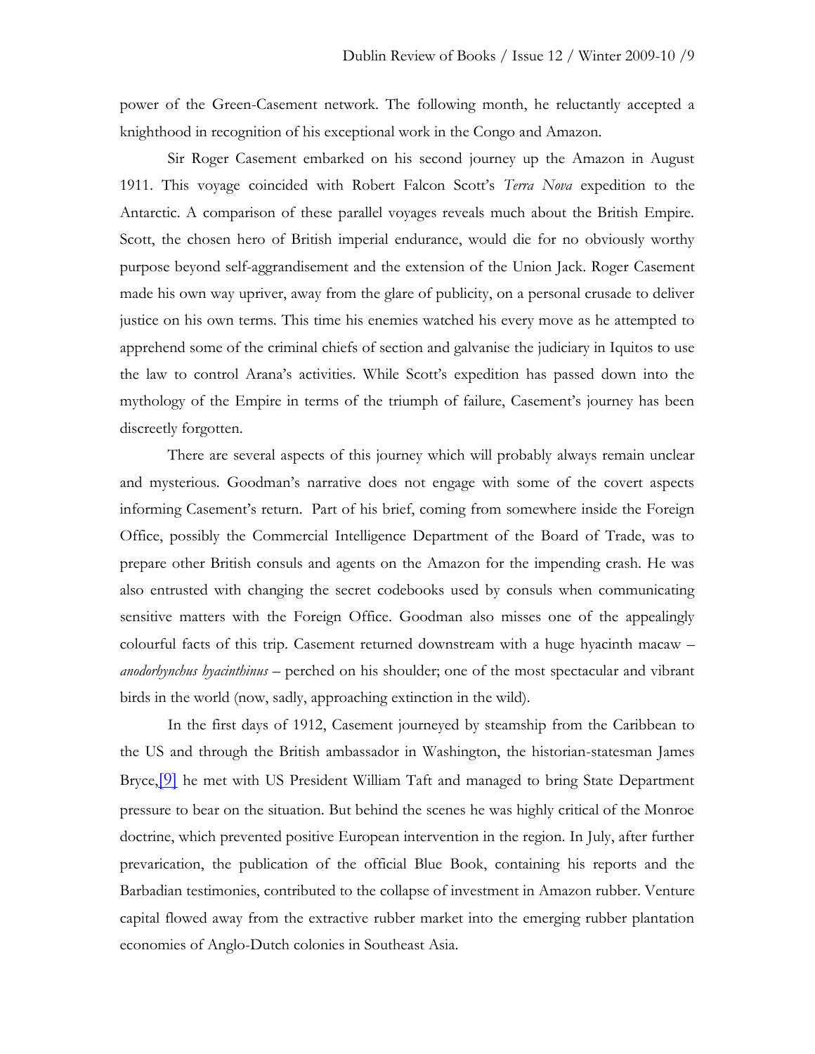power of the Green-Casement network. The following month, he reluctantly accepted a knighthood in recognition of his exceptional work in the Congo and Amazon.

Sir Roger Casement embarked on his second journey up the Amazon in August 1911. This voyage coincided with Robert Falcon Scott's *Terra Nova* expedition to the Antarctic. A comparison of these parallel voyages reveals much about the British Empire. Scott, the chosen hero of British imperial endurance, would die for no obviously worthy purpose beyond self-aggrandisement and the extension of the Union Jack. Roger Casement made his own way upriver, away from the glare of publicity, on a personal crusade to deliver justice on his own terms. This time his enemies watched his every move as he attempted to apprehend some of the criminal chiefs of section and galvanise the judiciary in Iquitos to use the law to control Arana's activities. While Scott's expedition has passed down into the mythology of the Empire in terms of the triumph of failure, Casement's journey has been discreetly forgotten.

There are several aspects of this journey which will probably always remain unclear and mysterious. Goodman's narrative does not engage with some of the covert aspects informing Casement's return. Part of his brief, coming from somewhere inside the Foreign Office, possibly the Commercial Intelligence Department of the Board of Trade, was to prepare other British consuls and agents on the Amazon for the impending crash. He was also entrusted with changing the secret codebooks used by consuls when communicating sensitive matters with the Foreign Office. Goodman also misses one of the appealingly colourful facts of this trip. Casement returned downstream with a huge hyacinth macaw – *anodorhynchus hyacinthinus* – perched on his shoulder; one of the most spectacular and vibrant birds in the world (now, sadly, approaching extinction in the wild).

In the first days of 1912, Casement journeyed by steamship from the Caribbean to the US and through the British ambassador in Washington, the historian-statesman James Bryce,[9] he met with US President William Taft and managed to bring State Department pressure to bear on the situation. But behind the scenes he was highly critical of the Monroe doctrine, which prevented positive European intervention in the region. In July, after further prevarication, the publication of the official Blue Book, containing his reports and the Barbadian testimonies, contributed to the collapse of investment in Amazon rubber. Venture capital flowed away from the extractive rubber market into the emerging rubber plantation economies of Anglo-Dutch colonies in Southeast Asia.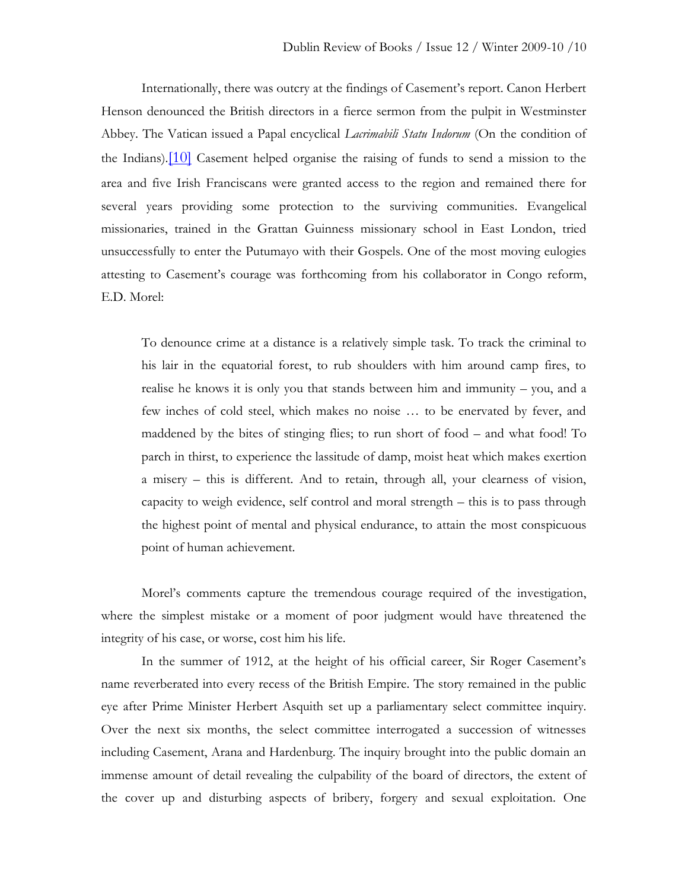Internationally, there was outcry at the findings of Casement's report. Canon Herbert Henson denounced the British directors in a fierce sermon from the pulpit in Westminster Abbey. The Vatican issued a Papal encyclical *Lacrimabili Statu Indorum* (On the condition of the Indians).[10] Casement helped organise the raising of funds to send a mission to the area and five Irish Franciscans were granted access to the region and remained there for several years providing some protection to the surviving communities. Evangelical missionaries, trained in the Grattan Guinness missionary school in East London, tried unsuccessfully to enter the Putumayo with their Gospels. One of the most moving eulogies attesting to Casement's courage was forthcoming from his collaborator in Congo reform, E.D. Morel:

> To denounce crime at a distance is a relatively simple task. To track the criminal to his lair in the equatorial forest, to rub shoulders with him around camp fires, to realise he knows it is only you that stands between him and immunity – you, and a few inches of cold steel, which makes no noise … to be enervated by fever, and maddened by the bites of stinging flies; to run short of food – and what food! To parch in thirst, to experience the lassitude of damp, moist heat which makes exertion a misery – this is different. And to retain, through all, your clearness of vision, capacity to weigh evidence, self control and moral strength – this is to pass through the highest point of mental and physical endurance, to attain the most conspicuous point of human achievement.

Morel's comments capture the tremendous courage required of the investigation, where the simplest mistake or a moment of poor judgment would have threatened the integrity of his case, or worse, cost him his life.

In the summer of 1912, at the height of his official career, Sir Roger Casement's name reverberated into every recess of the British Empire. The story remained in the public eye after Prime Minister Herbert Asquith set up a parliamentary select committee inquiry. Over the next six months, the select committee interrogated a succession of witnesses including Casement, Arana and Hardenburg. The inquiry brought into the public domain an immense amount of detail revealing the culpability of the board of directors, the extent of the cover up and disturbing aspects of bribery, forgery and sexual exploitation. One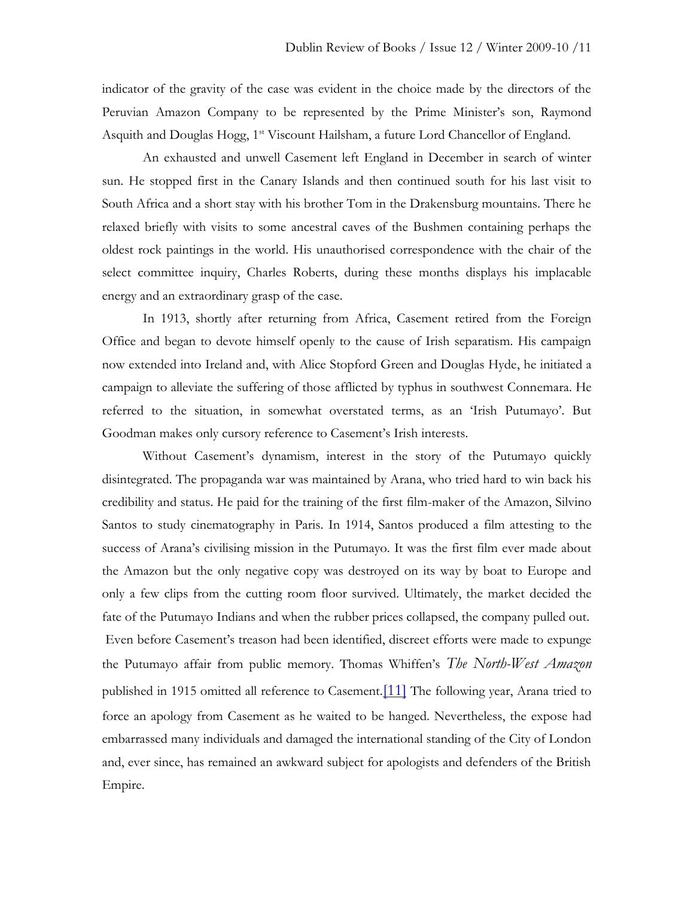indicator of the gravity of the case was evident in the choice made by the directors of the Peruvian Amazon Company to be represented by the Prime Minister's son, Raymond Asquith and Douglas Hogg, 1st Viscount Hailsham, a future Lord Chancellor of England.

An exhausted and unwell Casement left England in December in search of winter sun. He stopped first in the Canary Islands and then continued south for his last visit to South Africa and a short stay with his brother Tom in the Drakensburg mountains. There he relaxed briefly with visits to some ancestral caves of the Bushmen containing perhaps the oldest rock paintings in the world. His unauthorised correspondence with the chair of the select committee inquiry, Charles Roberts, during these months displays his implacable energy and an extraordinary grasp of the case.

In 1913, shortly after returning from Africa, Casement retired from the Foreign Office and began to devote himself openly to the cause of Irish separatism. His campaign now extended into Ireland and, with Alice Stopford Green and Douglas Hyde, he initiated a campaign to alleviate the suffering of those afflicted by typhus in southwest Connemara. He referred to the situation, in somewhat overstated terms, as an 'Irish Putumayo'. But Goodman makes only cursory reference to Casement's Irish interests.

Without Casement's dynamism, interest in the story of the Putumayo quickly disintegrated. The propaganda war was maintained by Arana, who tried hard to win back his credibility and status. He paid for the training of the first film-maker of the Amazon, Silvino Santos to study cinematography in Paris. In 1914, Santos produced a film attesting to the success of Arana's civilising mission in the Putumayo. It was the first film ever made about the Amazon but the only negative copy was destroyed on its way by boat to Europe and only a few clips from the cutting room floor survived. Ultimately, the market decided the fate of the Putumayo Indians and when the rubber prices collapsed, the company pulled out. Even before Casement's treason had been identified, discreet efforts were made to expunge the Putumayo affair from public memory. Thomas Whiffen's *The North-West Amazon* published in 1915 omitted all reference to Casement.[11] The following year, Arana tried to force an apology from Casement as he waited to be hanged. Nevertheless, the expose had embarrassed many individuals and damaged the international standing of the City of London and, ever since, has remained an awkward subject for apologists and defenders of the British Empire.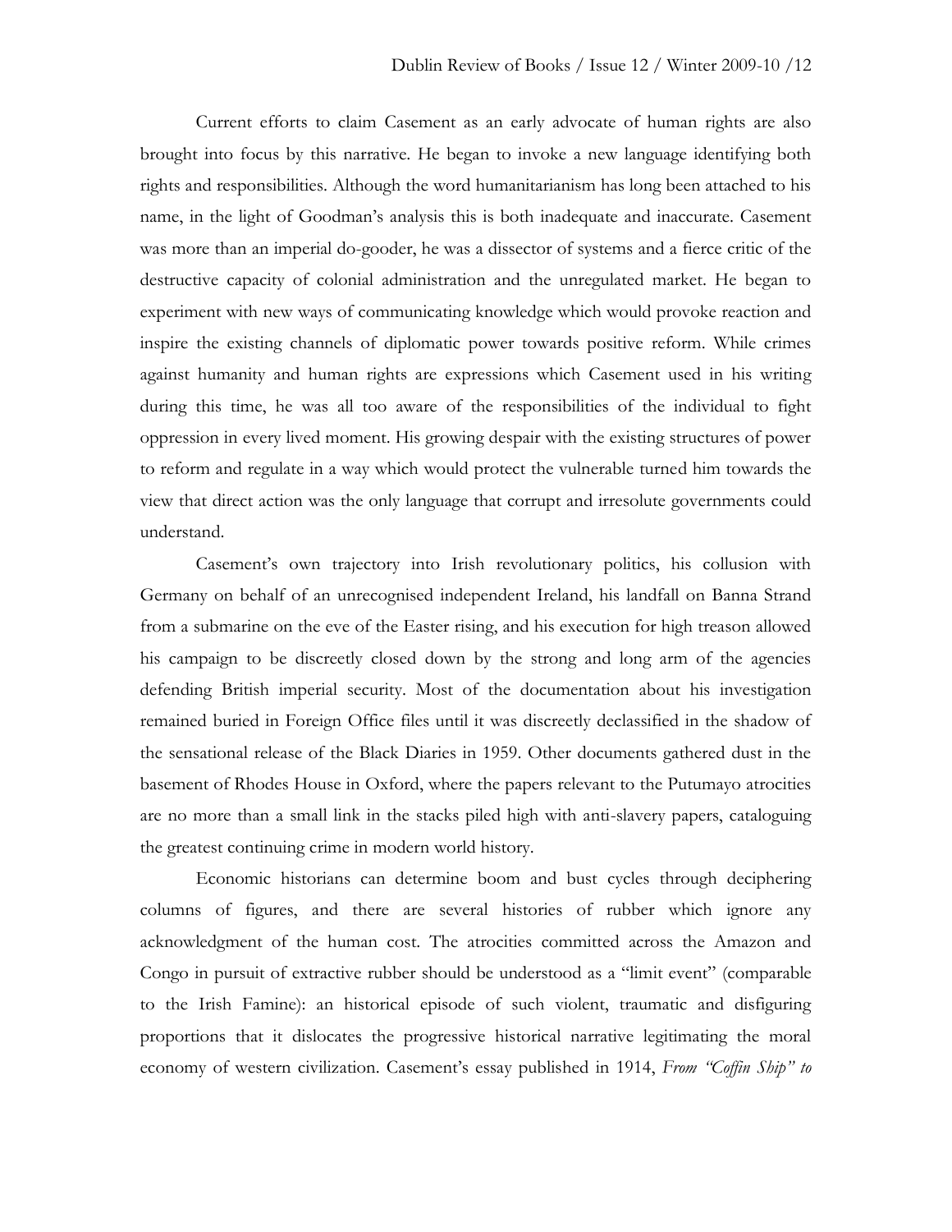Current efforts to claim Casement as an early advocate of human rights are also brought into focus by this narrative. He began to invoke a new language identifying both rights and responsibilities. Although the word humanitarianism has long been attached to his name, in the light of Goodman's analysis this is both inadequate and inaccurate. Casement was more than an imperial do-gooder, he was a dissector of systems and a fierce critic of the destructive capacity of colonial administration and the unregulated market. He began to experiment with new ways of communicating knowledge which would provoke reaction and inspire the existing channels of diplomatic power towards positive reform. While crimes against humanity and human rights are expressions which Casement used in his writing during this time, he was all too aware of the responsibilities of the individual to fight oppression in every lived moment. His growing despair with the existing structures of power to reform and regulate in a way which would protect the vulnerable turned him towards the view that direct action was the only language that corrupt and irresolute governments could understand.

Casement's own trajectory into Irish revolutionary politics, his collusion with Germany on behalf of an unrecognised independent Ireland, his landfall on Banna Strand from a submarine on the eve of the Easter rising, and his execution for high treason allowed his campaign to be discreetly closed down by the strong and long arm of the agencies defending British imperial security. Most of the documentation about his investigation remained buried in Foreign Office files until it was discreetly declassified in the shadow of the sensational release of the Black Diaries in 1959. Other documents gathered dust in the basement of Rhodes House in Oxford, where the papers relevant to the Putumayo atrocities are no more than a small link in the stacks piled high with anti-slavery papers, cataloguing the greatest continuing crime in modern world history.

Economic historians can determine boom and bust cycles through deciphering columns of figures, and there are several histories of rubber which ignore any acknowledgment of the human cost. The atrocities committed across the Amazon and Congo in pursuit of extractive rubber should be understood as a "limit event" (comparable to the Irish Famine): an historical episode of such violent, traumatic and disfiguring proportions that it dislocates the progressive historical narrative legitimating the moral economy of western civilization. Casement's essay published in 1914, *From "Coffin Ship" to*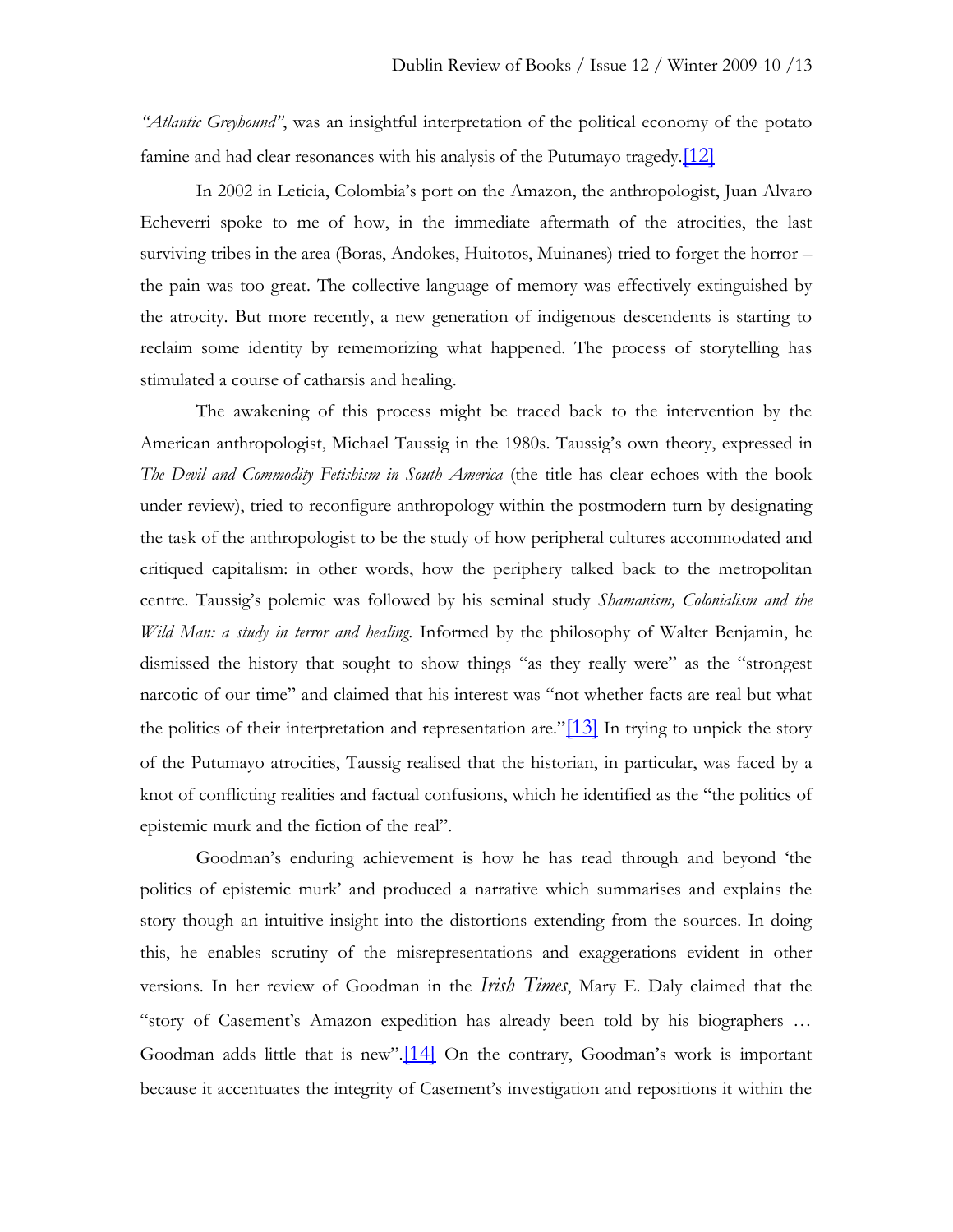*"Atlantic Greyhound"*, was an insightful interpretation of the political economy of the potato famine and had clear resonances with his analysis of the Putumayo tragedy.[12]

In 2002 in Leticia, Colombia's port on the Amazon, the anthropologist, Juan Alvaro Echeverri spoke to me of how, in the immediate aftermath of the atrocities, the last surviving tribes in the area (Boras, Andokes, Huitotos, Muinanes) tried to forget the horror – the pain was too great. The collective language of memory was effectively extinguished by the atrocity. But more recently, a new generation of indigenous descendents is starting to reclaim some identity by rememorizing what happened. The process of storytelling has stimulated a course of catharsis and healing.

The awakening of this process might be traced back to the intervention by the American anthropologist, Michael Taussig in the 1980s. Taussig's own theory, expressed in *The Devil and Commodity Fetishism in South America* (the title has clear echoes with the book under review), tried to reconfigure anthropology within the postmodern turn by designating the task of the anthropologist to be the study of how peripheral cultures accommodated and critiqued capitalism: in other words, how the periphery talked back to the metropolitan centre. Taussig's polemic was followed by his seminal study *Shamanism, Colonialism and the Wild Man: a study in terror and healing*. Informed by the philosophy of Walter Benjamin, he dismissed the history that sought to show things "as they really were" as the "strongest narcotic of our time" and claimed that his interest was "not whether facts are real but what the politics of their interpretation and representation are."[13] In trying to unpick the story of the Putumayo atrocities, Taussig realised that the historian, in particular, was faced by a knot of conflicting realities and factual confusions, which he identified as the "the politics of epistemic murk and the fiction of the real".

Goodman's enduring achievement is how he has read through and beyond 'the politics of epistemic murk' and produced a narrative which summarises and explains the story though an intuitive insight into the distortions extending from the sources. In doing this, he enables scrutiny of the misrepresentations and exaggerations evident in other versions. In her review of Goodman in the *Irish Times*, Mary E. Daly claimed that the "story of Casement's Amazon expedition has already been told by his biographers … Goodman adds little that is new".[14] On the contrary, Goodman's work is important because it accentuates the integrity of Casement's investigation and repositions it within the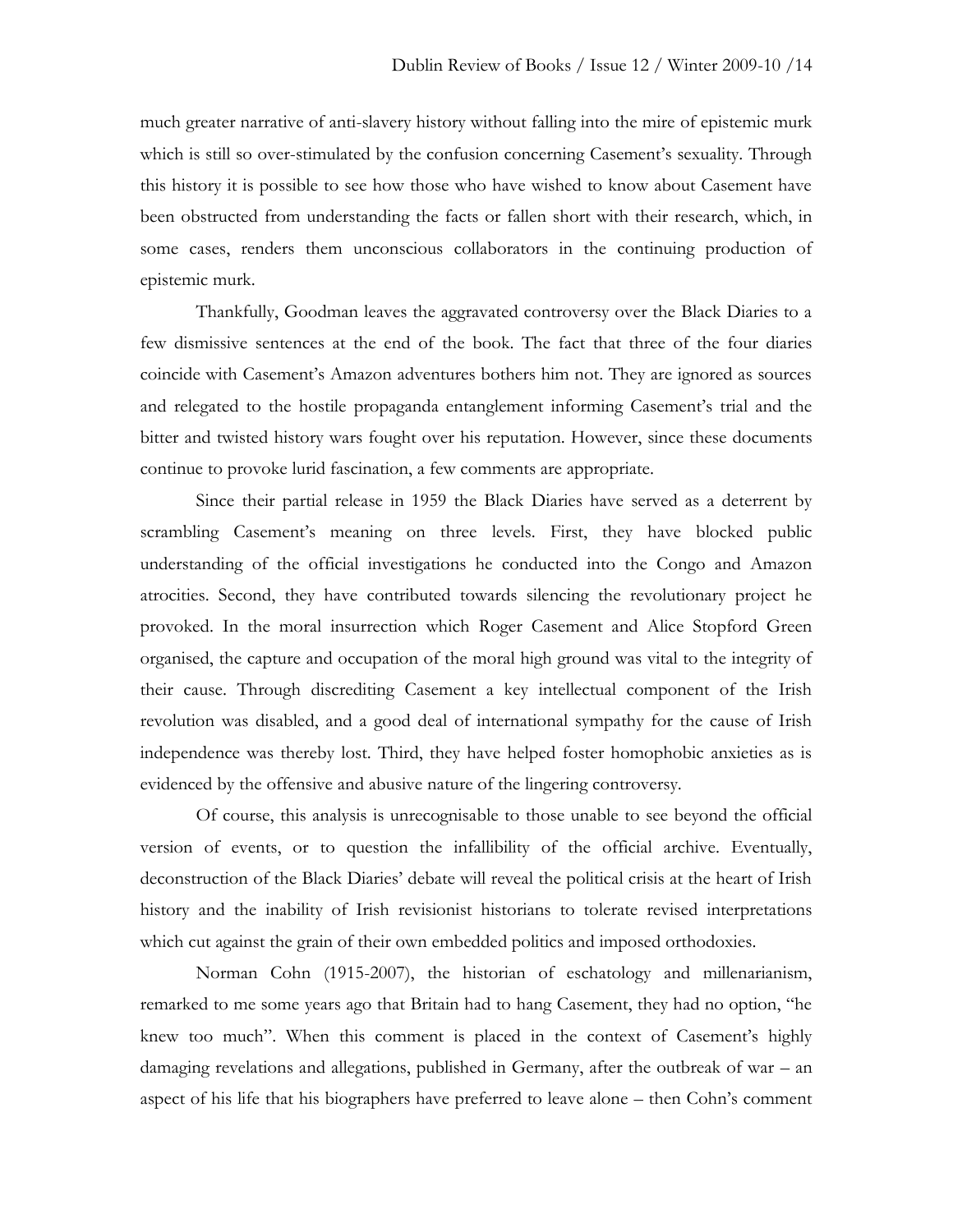much greater narrative of anti-slavery history without falling into the mire of epistemic murk which is still so over-stimulated by the confusion concerning Casement's sexuality. Through this history it is possible to see how those who have wished to know about Casement have been obstructed from understanding the facts or fallen short with their research, which, in some cases, renders them unconscious collaborators in the continuing production of epistemic murk.

Thankfully, Goodman leaves the aggravated controversy over the Black Diaries to a few dismissive sentences at the end of the book. The fact that three of the four diaries coincide with Casement's Amazon adventures bothers him not. They are ignored as sources and relegated to the hostile propaganda entanglement informing Casement's trial and the bitter and twisted history wars fought over his reputation. However, since these documents continue to provoke lurid fascination, a few comments are appropriate.

Since their partial release in 1959 the Black Diaries have served as a deterrent by scrambling Casement's meaning on three levels. First, they have blocked public understanding of the official investigations he conducted into the Congo and Amazon atrocities. Second, they have contributed towards silencing the revolutionary project he provoked. In the moral insurrection which Roger Casement and Alice Stopford Green organised, the capture and occupation of the moral high ground was vital to the integrity of their cause. Through discrediting Casement a key intellectual component of the Irish revolution was disabled, and a good deal of international sympathy for the cause of Irish independence was thereby lost. Third, they have helped foster homophobic anxieties as is evidenced by the offensive and abusive nature of the lingering controversy.

Of course, this analysis is unrecognisable to those unable to see beyond the official version of events, or to question the infallibility of the official archive. Eventually, deconstruction of the Black Diaries' debate will reveal the political crisis at the heart of Irish history and the inability of Irish revisionist historians to tolerate revised interpretations which cut against the grain of their own embedded politics and imposed orthodoxies.

Norman Cohn (1915-2007), the historian of eschatology and millenarianism, remarked to me some years ago that Britain had to hang Casement, they had no option, "he knew too much". When this comment is placed in the context of Casement's highly damaging revelations and allegations, published in Germany, after the outbreak of war – an aspect of his life that his biographers have preferred to leave alone – then Cohn's comment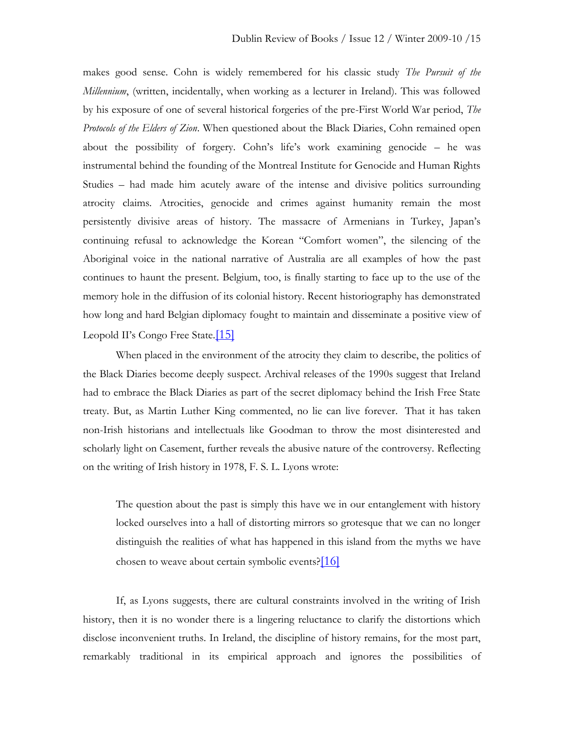makes good sense. Cohn is widely remembered for his classic study *The Pursuit of the Millennium*, (written, incidentally, when working as a lecturer in Ireland). This was followed by his exposure of one of several historical forgeries of the pre-First World War period, *The Protocols of the Elders of Zion*. When questioned about the Black Diaries, Cohn remained open about the possibility of forgery. Cohn's life's work examining genocide – he was instrumental behind the founding of the Montreal Institute for Genocide and Human Rights Studies – had made him acutely aware of the intense and divisive politics surrounding atrocity claims. Atrocities, genocide and crimes against humanity remain the most persistently divisive areas of history. The massacre of Armenians in Turkey, Japan's continuing refusal to acknowledge the Korean "Comfort women", the silencing of the Aboriginal voice in the national narrative of Australia are all examples of how the past continues to haunt the present. Belgium, too, is finally starting to face up to the use of the memory hole in the diffusion of its colonial history. Recent historiography has demonstrated how long and hard Belgian diplomacy fought to maintain and disseminate a positive view of Leopold II's Congo Free State.[15]

When placed in the environment of the atrocity they claim to describe, the politics of the Black Diaries become deeply suspect. Archival releases of the 1990s suggest that Ireland had to embrace the Black Diaries as part of the secret diplomacy behind the Irish Free State treaty. But, as Martin Luther King commented, no lie can live forever. That it has taken non-Irish historians and intellectuals like Goodman to throw the most disinterested and scholarly light on Casement, further reveals the abusive nature of the controversy. Reflecting on the writing of Irish history in 1978, F. S. L. Lyons wrote:

> The question about the past is simply this have we in our entanglement with history locked ourselves into a hall of distorting mirrors so grotesque that we can no longer distinguish the realities of what has happened in this island from the myths we have chosen to weave about certain symbolic events?[16]

If, as Lyons suggests, there are cultural constraints involved in the writing of Irish history, then it is no wonder there is a lingering reluctance to clarify the distortions which disclose inconvenient truths. In Ireland, the discipline of history remains, for the most part, remarkably traditional in its empirical approach and ignores the possibilities of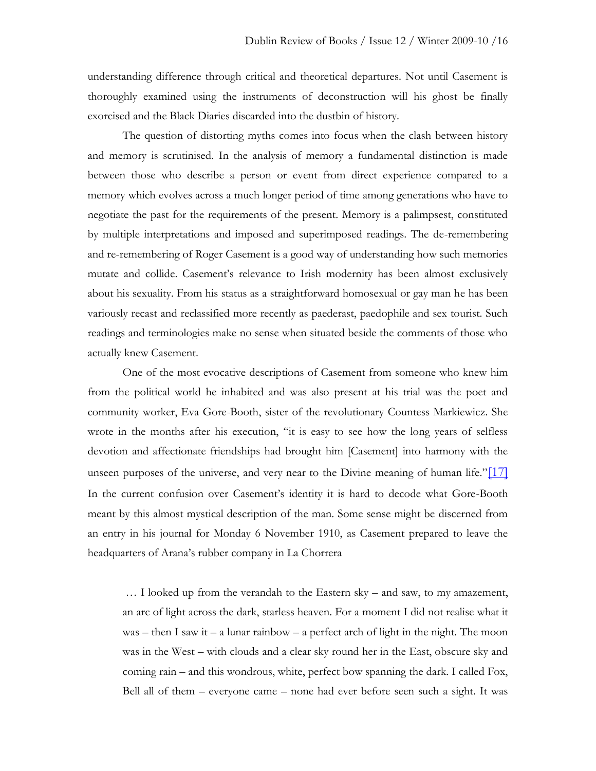understanding difference through critical and theoretical departures. Not until Casement is thoroughly examined using the instruments of deconstruction will his ghost be finally exorcised and the Black Diaries discarded into the dustbin of history.

The question of distorting myths comes into focus when the clash between history and memory is scrutinised. In the analysis of memory a fundamental distinction is made between those who describe a person or event from direct experience compared to a memory which evolves across a much longer period of time among generations who have to negotiate the past for the requirements of the present. Memory is a palimpsest, constituted by multiple interpretations and imposed and superimposed readings. The de-remembering and re-remembering of Roger Casement is a good way of understanding how such memories mutate and collide. Casement's relevance to Irish modernity has been almost exclusively about his sexuality. From his status as a straightforward homosexual or gay man he has been variously recast and reclassified more recently as paederast, paedophile and sex tourist. Such readings and terminologies make no sense when situated beside the comments of those who actually knew Casement.

One of the most evocative descriptions of Casement from someone who knew him from the political world he inhabited and was also present at his trial was the poet and community worker, Eva Gore-Booth, sister of the revolutionary Countess Markiewicz. She wrote in the months after his execution, "it is easy to see how the long years of selfless devotion and affectionate friendships had brought him [Casement] into harmony with the unseen purposes of the universe, and very near to the Divine meaning of human life."[17] In the current confusion over Casement's identity it is hard to decode what Gore-Booth meant by this almost mystical description of the man. Some sense might be discerned from an entry in his journal for Monday 6 November 1910, as Casement prepared to leave the headquarters of Arana's rubber company in La Chorrera

> … I looked up from the verandah to the Eastern sky – and saw, to my amazement, an arc of light across the dark, starless heaven. For a moment I did not realise what it was – then I saw it – a lunar rainbow – a perfect arch of light in the night. The moon was in the West – with clouds and a clear sky round her in the East, obscure sky and coming rain – and this wondrous, white, perfect bow spanning the dark. I called Fox, Bell all of them – everyone came – none had ever before seen such a sight. It was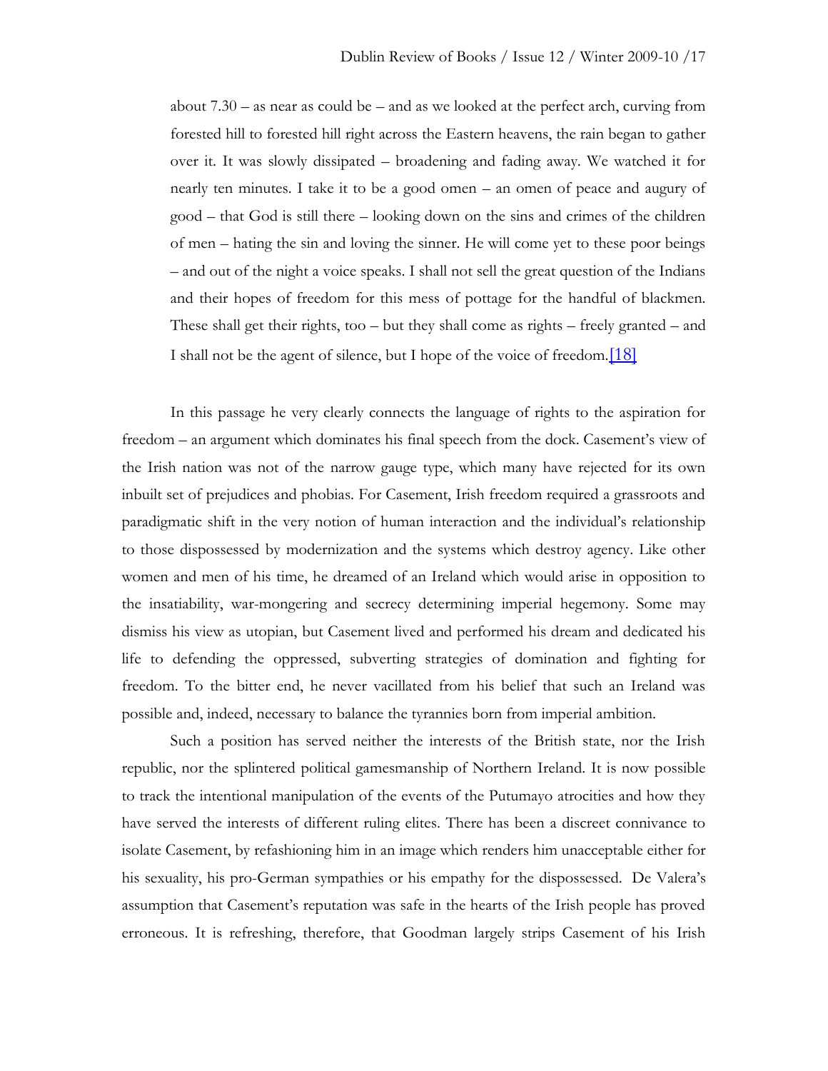> about 7.30 – as near as could be – and as we looked at the perfect arch, curving from forested hill to forested hill right across the Eastern heavens, the rain began to gather over it. It was slowly dissipated – broadening and fading away. We watched it for nearly ten minutes. I take it to be a good omen – an omen of peace and augury of good – that God is still there – looking down on the sins and crimes of the children of men – hating the sin and loving the sinner. He will come yet to these poor beings – and out of the night a voice speaks. I shall not sell the great question of the Indians and their hopes of freedom for this mess of pottage for the handful of blackmen. These shall get their rights, too – but they shall come as rights – freely granted – and I shall not be the agent of silence, but I hope of the voice of freedom.[18]

In this passage he very clearly connects the language of rights to the aspiration for freedom – an argument which dominates his final speech from the dock. Casement's view of the Irish nation was not of the narrow gauge type, which many have rejected for its own inbuilt set of prejudices and phobias. For Casement, Irish freedom required a grassroots and paradigmatic shift in the very notion of human interaction and the individual's relationship to those dispossessed by modernization and the systems which destroy agency. Like other women and men of his time, he dreamed of an Ireland which would arise in opposition to the insatiability, war-mongering and secrecy determining imperial hegemony. Some may dismiss his view as utopian, but Casement lived and performed his dream and dedicated his life to defending the oppressed, subverting strategies of domination and fighting for freedom. To the bitter end, he never vacillated from his belief that such an Ireland was possible and, indeed, necessary to balance the tyrannies born from imperial ambition.

Such a position has served neither the interests of the British state, nor the Irish republic, nor the splintered political gamesmanship of Northern Ireland. It is now possible to track the intentional manipulation of the events of the Putumayo atrocities and how they have served the interests of different ruling elites. There has been a discreet connivance to isolate Casement, by refashioning him in an image which renders him unacceptable either for his sexuality, his pro-German sympathies or his empathy for the dispossessed. De Valera's assumption that Casement's reputation was safe in the hearts of the Irish people has proved erroneous. It is refreshing, therefore, that Goodman largely strips Casement of his Irish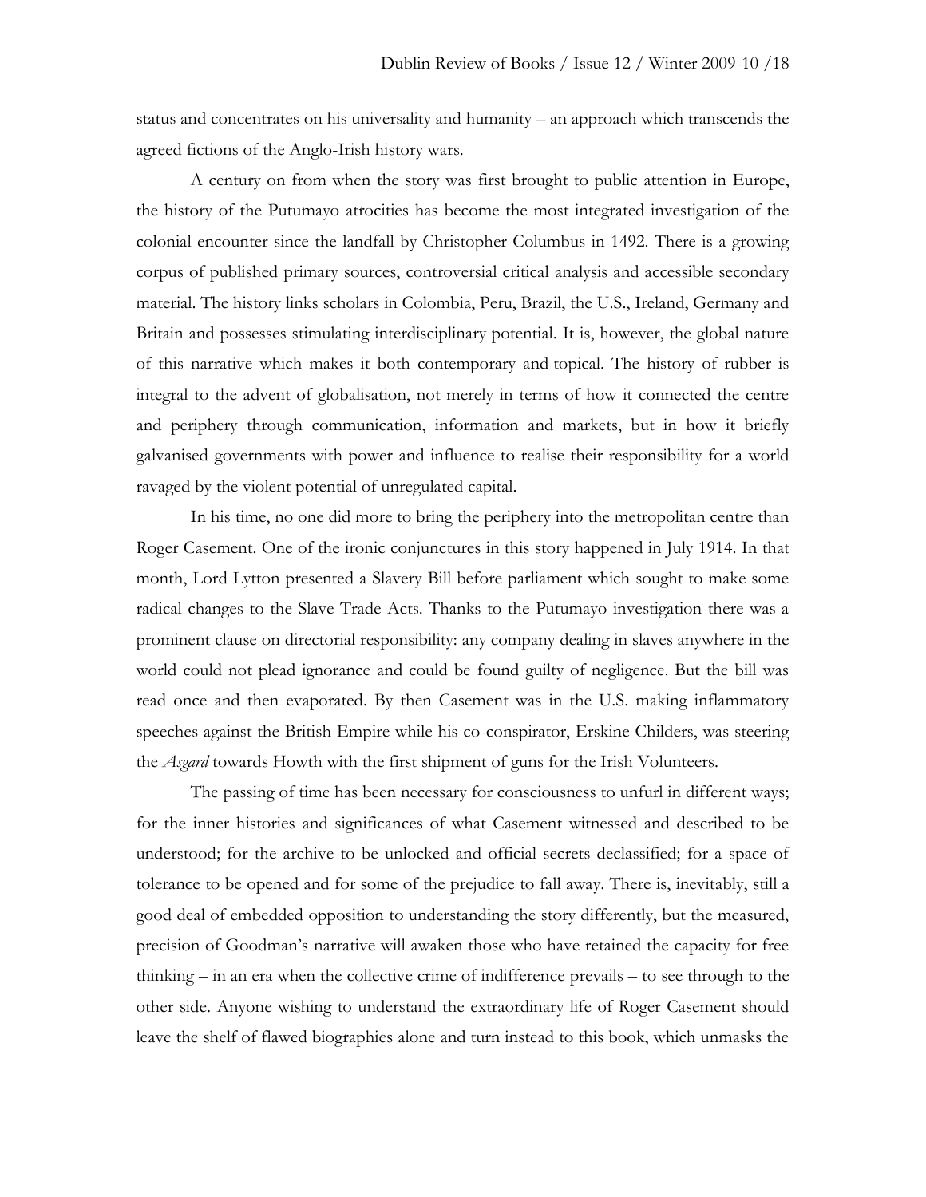status and concentrates on his universality and humanity – an approach which transcends the agreed fictions of the Anglo-Irish history wars.

A century on from when the story was first brought to public attention in Europe, the history of the Putumayo atrocities has become the most integrated investigation of the colonial encounter since the landfall by Christopher Columbus in 1492. There is a growing corpus of published primary sources, controversial critical analysis and accessible secondary material. The history links scholars in Colombia, Peru, Brazil, the U.S., Ireland, Germany and Britain and possesses stimulating interdisciplinary potential. It is, however, the global nature of this narrative which makes it both contemporary and topical. The history of rubber is integral to the advent of globalisation, not merely in terms of how it connected the centre and periphery through communication, information and markets, but in how it briefly galvanised governments with power and influence to realise their responsibility for a world ravaged by the violent potential of unregulated capital.

In his time, no one did more to bring the periphery into the metropolitan centre than Roger Casement. One of the ironic conjunctures in this story happened in July 1914. In that month, Lord Lytton presented a Slavery Bill before parliament which sought to make some radical changes to the Slave Trade Acts. Thanks to the Putumayo investigation there was a prominent clause on directorial responsibility: any company dealing in slaves anywhere in the world could not plead ignorance and could be found guilty of negligence. But the bill was read once and then evaporated. By then Casement was in the U.S. making inflammatory speeches against the British Empire while his co-conspirator, Erskine Childers, was steering the *Asgard* towards Howth with the first shipment of guns for the Irish Volunteers.

The passing of time has been necessary for consciousness to unfurl in different ways; for the inner histories and significances of what Casement witnessed and described to be understood; for the archive to be unlocked and official secrets declassified; for a space of tolerance to be opened and for some of the prejudice to fall away. There is, inevitably, still a good deal of embedded opposition to understanding the story differently, but the measured, precision of Goodman's narrative will awaken those who have retained the capacity for free thinking – in an era when the collective crime of indifference prevails – to see through to the other side. Anyone wishing to understand the extraordinary life of Roger Casement should leave the shelf of flawed biographies alone and turn instead to this book, which unmasks the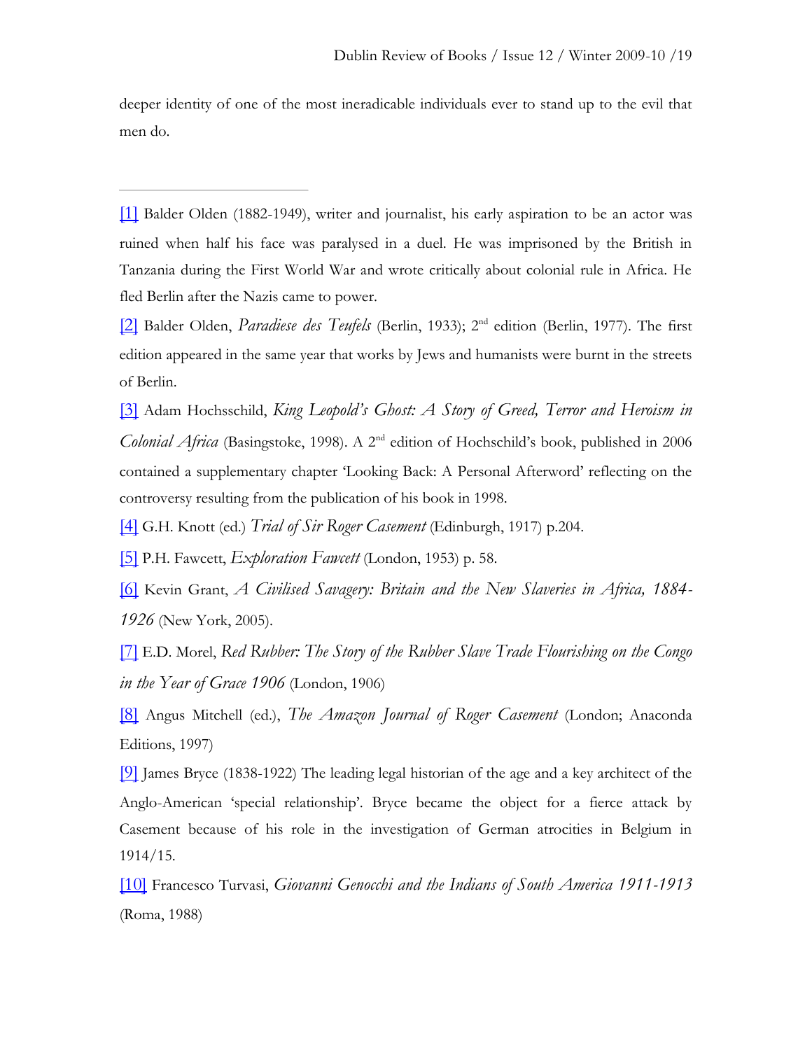deeper identity of one of the most ineradicable individuals ever to stand up to the evil that men do.

---

[1] Balder Olden (1882-1949), writer and journalist, his early aspiration to be an actor was ruined when half his face was paralysed in a duel. He was imprisoned by the British in Tanzania during the First World War and wrote critically about colonial rule in Africa. He fled Berlin after the Nazis came to power.

[2] Balder Olden, *Paradiese des Teufels* (Berlin, 1933); 2nd edition (Berlin, 1977). The first edition appeared in the same year that works by Jews and humanists were burnt in the streets of Berlin.

[3] Adam Hochsschild, *King Leopold's Ghost: A Story of Greed, Terror and Heroism in Colonial Africa* (Basingstoke, 1998). A 2nd edition of Hochschild's book, published in 2006 contained a supplementary chapter 'Looking Back: A Personal Afterword' reflecting on the controversy resulting from the publication of his book in 1998.

[4] G.H. Knott (ed.) *Trial of Sir Roger Casement* (Edinburgh, 1917) p.204.

[5] P.H. Fawcett, *Exploration Fawcett* (London, 1953) p. 58.

[6] Kevin Grant, *A Civilised Savagery: Britain and the New Slaveries in Africa, 1884-1926* (New York, 2005).

[7] E.D. Morel, *Red Rubber: The Story of the Rubber Slave Trade Flourishing on the Congo in the Year of Grace 1906* (London, 1906)

[8] Angus Mitchell (ed.), *The Amazon Journal of Roger Casement* (London; Anaconda Editions, 1997)

[9] James Bryce (1838-1922) The leading legal historian of the age and a key architect of the Anglo-American 'special relationship'. Bryce became the object for a fierce attack by Casement because of his role in the investigation of German atrocities in Belgium in 1914/15.

[10] Francesco Turvasi, *Giovanni Genocchi and the Indians of South America 1911-1913* (Roma, 1988)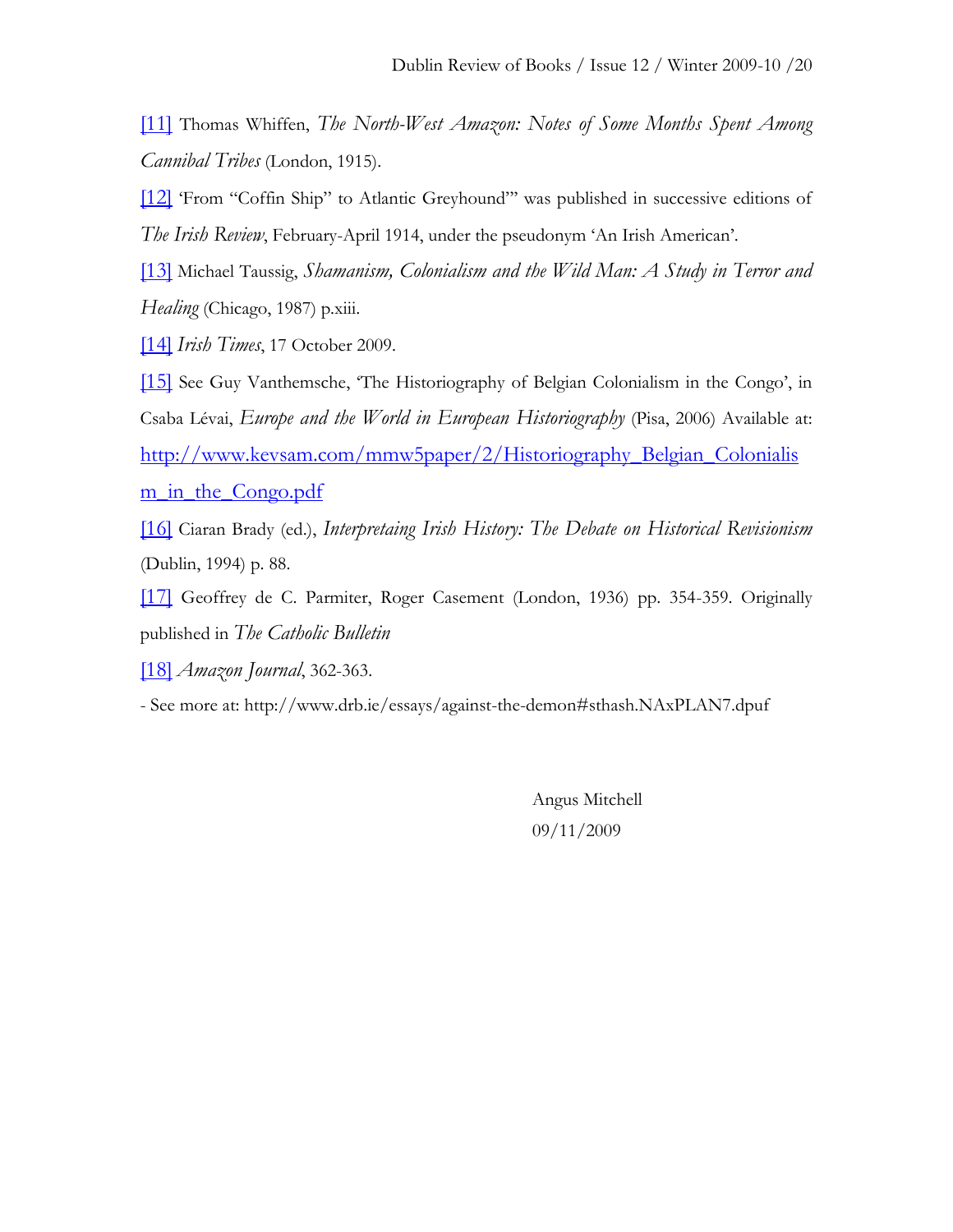[11] Thomas Whiffen, *The North-West Amazon: Notes of Some Months Spent Among Cannibal Tribes* (London, 1915).

[12] 'From "Coffin Ship" to Atlantic Greyhound"' was published in successive editions of *The Irish Review*, February-April 1914, under the pseudonym 'An Irish American'.

[13] Michael Taussig, *Shamanism, Colonialism and the Wild Man: A Study in Terror and Healing* (Chicago, 1987) p.xiii.

[14] *Irish Times*, 17 October 2009.

[15] See Guy Vanthemsche, 'The Historiography of Belgian Colonialism in the Congo', in Csaba Lévai, *Europe and the World in European Historiography* (Pisa, 2006) Available at: http://www.kevsam.com/mmw5paper/2/Historiography_Belgian_Colonialism_in_the_Congo.pdf

[16] Ciaran Brady (ed.), *Interpretaing Irish History: The Debate on Historical Revisionism* (Dublin, 1994) p. 88.

[17] Geoffrey de C. Parmiter, Roger Casement (London, 1936) pp. 354-359. Originally published in *The Catholic Bulletin*

[18] *Amazon Journal*, 362-363.

- See more at: http://www.drb.ie/essays/against-the-demon#sthash.NAxPLAN7.dpuf

Angus Mitchell
09/11/2009